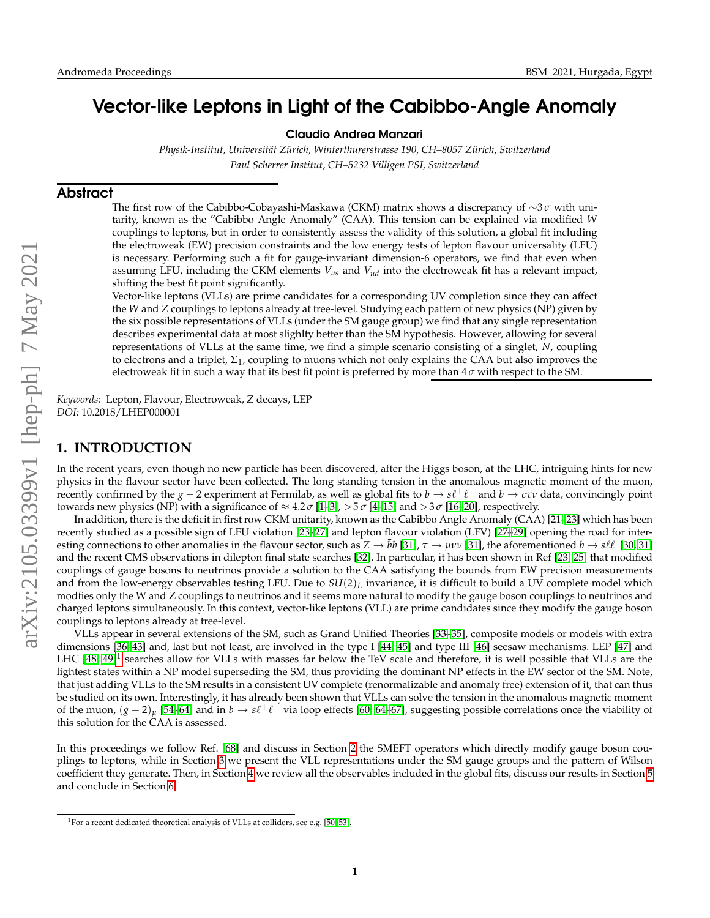# Vector-like Leptons in Light of the Cabibbo-Angle Anomaly

**Claudio Andrea Manzari**

*Physik-Institut, Universität Zürich, Winterthurerstrasse 190, CH–8057 Zürich, Switzerland*
*Paul Scherrer Institut, CH–5232 Villigen PSI, Switzerland*

## Abstract

The first row of the Cabibbo-Cobayashi-Maskawa (CKM) matrix shows a discrepancy of $\sim 3\,\sigma$ with unitarity, known as the "Cabibbo Angle Anomaly" (CAA). This tension can be explained via modified $W$ couplings to leptons, but in order to consistently assess the validity of this solution, a global fit including the electroweak (EW) precision constraints and the low energy tests of lepton flavour universality (LFU) is necessary. Performing such a fit for gauge-invariant dimension-6 operators, we find that even when assuming LFU, including the CKM elements $V_{us}$ and $V_{ud}$ into the electroweak fit has a relevant impact, shifting the best fit point significantly.

Vector-like leptons (VLLs) are prime candidates for a corresponding UV completion since they can affect the $W$ and $Z$ couplings to leptons already at tree-level. Studying each pattern of new physics (NP) given by the six possible representations of VLLs (under the SM gauge group) we find that any single representation describes experimental data at most slighlty better than the SM hypothesis. However, allowing for several representations of VLLs at the same time, we find a simple scenario consisting of a singlet, $N$, coupling to electrons and a triplet, $\Sigma_1$, coupling to muons which not only explains the CAA but also improves the electroweak fit in such a way that its best fit point is preferred by more than $4\,\sigma$ with respect to the SM.

*Keywords:* Lepton, Flavour, Electroweak, Z decays, LEP
*DOI:* 10.2018/LHEP000001

## 1. INTRODUCTION

In the recent years, even though no new particle has been discovered, after the Higgs boson, at the LHC, intriguing hints for new physics in the flavour sector have been collected. The long standing tension in the anomalous magnetic moment of the muon, recently confirmed by the $g-2$ experiment at Fermilab, as well as global fits to $b \to s\ell^+\ell^-$ and $b \to c\tau\nu$ data, convincingly point towards new physics (NP) with a significance of $\approx 4.2\,\sigma$ [1–3], $>5\,\sigma$ [4–15] and $>3\,\sigma$ [16–20], respectively.

In addition, there is the deficit in first row CKM unitarity, known as the Cabibbo Angle Anomaly (CAA) [21–23] which has been recently studied as a possible sign of LFU violation [23–27] and lepton flavour violation (LFV) [27–29] opening the road for interesting connections to other anomalies in the flavour sector, such as $Z \to \bar{b}b$ [31], $\tau \to \mu\nu\nu$ [31], the aforementioned $b \to s\ell\ell$ [30, 31] and the recent CMS observations in dilepton final state searches [32]. In particular, it has been shown in Ref [23, 25] that modified couplings of gauge bosons to neutrinos provide a solution to the CAA satisfying the bounds from EW precision measurements and from the low-energy observables testing LFU. Due to $SU(2)_L$ invariance, it is difficult to build a UV complete model which modfies only the W and Z couplings to neutrinos and it seems more natural to modify the gauge boson couplings to neutrinos and charged leptons simultaneously. In this context, vector-like leptons (VLL) are prime candidates since they modify the gauge boson couplings to leptons already at tree-level.

VLLs appear in several extensions of the SM, such as Grand Unified Theories [33–35], composite models or models with extra dimensions [36–43] and, last but not least, are involved in the type I [44, 45] and type III [46] seesaw mechanisms. LEP [47] and LHC [48, 49][1] searches allow for VLLs with masses far below the TeV scale and therefore, it is well possible that VLLs are the lightest states within a NP model superseding the SM, thus providing the dominant NP effects in the EW sector of the SM. Note, that just adding VLLs to the SM results in a consistent UV complete (renormalizable and anomaly free) extension of it, that can thus be studied on its own. Interestingly, it has already been shown that VLLs can solve the tension in the anomalous magnetic moment of the muon, $(g-2)_\mu$ [54–64] and in $b \to s\ell^+\ell^-$ via loop effects [60, 64–67], suggesting possible correlations once the viability of this solution for the CAA is assessed.

In this proceedings we follow Ref. [68] and discuss in Section 2 the SMEFT operators which directly modify gauge boson couplings to leptons, while in Section 3 we present the VLL representations under the SM gauge groups and the pattern of Wilson coefficient they generate. Then, in Section 4 we review all the observables included in the global fits, discuss our results in Section 5 and conclude in Section 6.

[1] For a recent dedicated theoretical analysis of VLLs at colliders, see e.g. [50–53].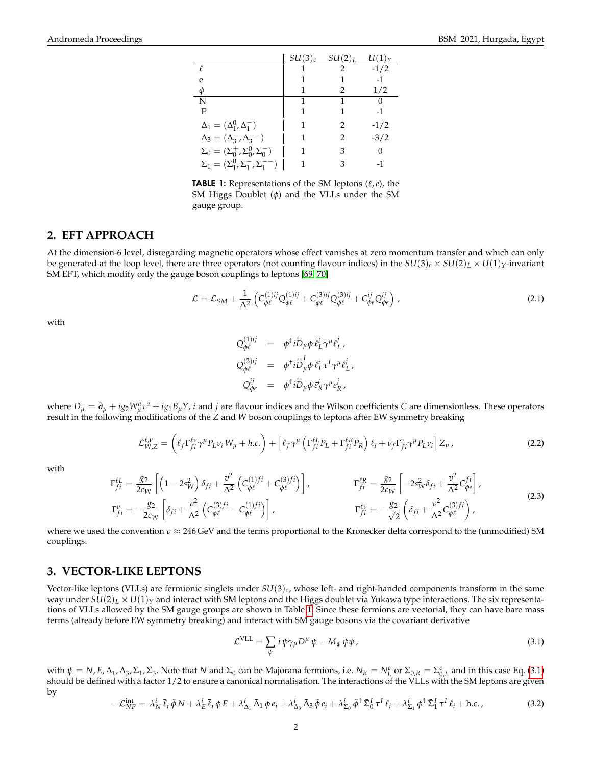| | $SU(3)_c$ | $SU(2)_L$ | $U(1)_Y$ |
|---|---|---|---|
| $\ell$ | 1 | 2 | -1/2 |
| e | 1 | 1 | -1 |
| $\phi$ | 1 | 2 | 1/2 |
| N | 1 | 1 | 0 |
| E | 1 | 1 | -1 |
| $\Delta_1 = (\Delta_1^0, \Delta_1^-)$ | 1 | 2 | -1/2 |
| $\Delta_3 = (\Delta_3^-, \Delta_3^{--})$ | 1 | 2 | -3/2 |
| $\Sigma_0 = (\Sigma_0^+, \Sigma_0^0, \Sigma_0^-)$ | 1 | 3 | 0 |
| $\Sigma_1 = (\Sigma_1^0, \Sigma_1^-, \Sigma_1^{--})$ | 1 | 3 | -1 |

**TABLE 1:** Representations of the SM leptons ($\ell, e$), the SM Higgs Doublet ($\phi$) and the VLLs under the SM gauge group.

## 2. EFT APPROACH

At the dimension-6 level, disregarding magnetic operators whose effect vanishes at zero momentum transfer and which can only be generated at the loop level, there are three operators (not counting flavour indices) in the $SU(3)_c \times SU(2)_L \times U(1)_Y$-invariant SM EFT, which modify only the gauge boson couplings to leptons [69, 70]

$$\mathcal{L} = \mathcal{L}_{SM} + \frac{1}{\Lambda^2}\left(C_{\phi\ell}^{(1)ij} Q_{\phi\ell}^{(1)ij} + C_{\phi\ell}^{(3)ij} Q_{\phi\ell}^{(3)ij} + C_{\phi e}^{ij} Q_{\phi e}^{ij}\right), \tag{2.1}$$

with

$$\begin{aligned}
Q_{\phi\ell}^{(1)ij} &= \phi^\dagger i\overset{\leftrightarrow}{D}_\mu \phi\, \bar{\ell}_L^i \gamma^\mu \ell_L^j\,, \\
Q_{\phi\ell}^{(3)ij} &= \phi^\dagger i\overset{\leftrightarrow}{D}{}_\mu^I \phi\, \bar{\ell}_L^i \tau^I \gamma^\mu \ell_L^j\,, \\
Q_{\phi e}^{ij} &= \phi^\dagger i\overset{\leftrightarrow}{D}_\mu \phi\, \bar{e}_R^i \gamma^\mu e_R^j\,,
\end{aligned}$$

where $D_\mu = \partial_\mu + i g_2 W_\mu^a \tau^a + i g_1 B_\mu Y$, $i$ and $j$ are flavour indices and the Wilson coefficients $C$ are dimensionless. These operators result in the following modifications of the $Z$ and $W$ boson couplings to leptons after EW symmetry breaking

$$\mathcal{L}_{W,Z}^{\ell,\nu} = \left(\bar{\ell}_f \Gamma_{fi}^{\ell\nu} \gamma^\mu P_L \nu_i\, W_\mu + h.c.\right) + \left[\bar{\ell}_f \gamma^\mu \left(\Gamma_{fi}^{\ell L} P_L + \Gamma_{fi}^{\ell R} P_R\right) \ell_i + \bar{\nu}_f \Gamma_{fi}^{\nu} \gamma^\mu P_L \nu_i\right] Z_\mu\,, \tag{2.2}$$

with

$$\begin{aligned}
\Gamma_{fi}^{\ell L} &= \frac{g_2}{2c_W}\left[\left(1 - 2s_W^2\right)\delta_{fi} + \frac{v^2}{\Lambda^2}\left(C_{\phi\ell}^{(1)fi} + C_{\phi\ell}^{(3)fi}\right)\right], & \Gamma_{fi}^{\ell R} &= \frac{g_2}{2c_W}\left[-2s_W^2\delta_{fi} + \frac{v^2}{\Lambda^2} C_{\phi e}^{fi}\right], \\
\Gamma_{fi}^{\nu} &= -\frac{g_2}{2c_W}\left[\delta_{fi} + \frac{v^2}{\Lambda^2}\left(C_{\phi\ell}^{(3)fi} - C_{\phi\ell}^{(1)fi}\right)\right], & \Gamma_{fi}^{\ell\nu} &= -\frac{g_2}{\sqrt{2}}\left(\delta_{fi} + \frac{v^2}{\Lambda^2} C_{\phi\ell}^{(3)fi}\right),
\end{aligned} \tag{2.3}$$

where we used the convention $v \approx 246\,\text{GeV}$ and the terms proportional to the Kronecker delta correspond to the (unmodified) SM couplings.

## 3. VECTOR-LIKE LEPTONS

Vector-like leptons (VLLs) are fermionic singlets under $SU(3)_c$, whose left- and right-handed components transform in the same way under $SU(2)_L \times U(1)_Y$ and interact with SM leptons and the Higgs doublet via Yukawa type interactions. The six representations of VLLs allowed by the SM gauge groups are shown in Table 1. Since these fermions are vectorial, they can have bare mass terms (already before EW symmetry breaking) and interact with SM gauge bosons via the covariant derivative

$$\mathcal{L}^{\text{VLL}} = \sum_\psi i\,\bar{\psi}\gamma_\mu D^\mu\,\psi - M_\psi\,\bar{\psi}\psi\,, \tag{3.1}$$

with $\psi = N, E, \Delta_1, \Delta_3, \Sigma_1, \Sigma_3$. Note that $N$ and $\Sigma_0$ can be Majorana fermions, i.e. $N_R = N_L^c$ or $\Sigma_{0,R} = \Sigma_{0,L}^c$ and in this case Eq. (3.1) should be defined with a factor 1/2 to ensure a canonical normalisation. The interactions of the VLLs with the SM leptons are given by

$$-\mathcal{L}_{NP}^{\text{int}} = \lambda_N^i\,\bar{\ell}_i\,\tilde{\phi}\,N + \lambda_E^i\,\bar{\ell}_i\,\phi\,E + \lambda_{\Delta_1}^i\,\bar{\Delta}_1\,\phi\,e_i + \lambda_{\Delta_3}^i\,\bar{\Delta}_3\,\tilde{\phi}\,e_i + \lambda_{\Sigma_0}^i\,\tilde{\phi}^\dagger\,\bar{\Sigma}_0^I\,\tau^I\,\ell_i + \lambda_{\Sigma_1}^i\,\phi^\dagger\,\bar{\Sigma}_1^I\,\tau^I\,\ell_i + \text{h.c.}\,, \tag{3.2}$$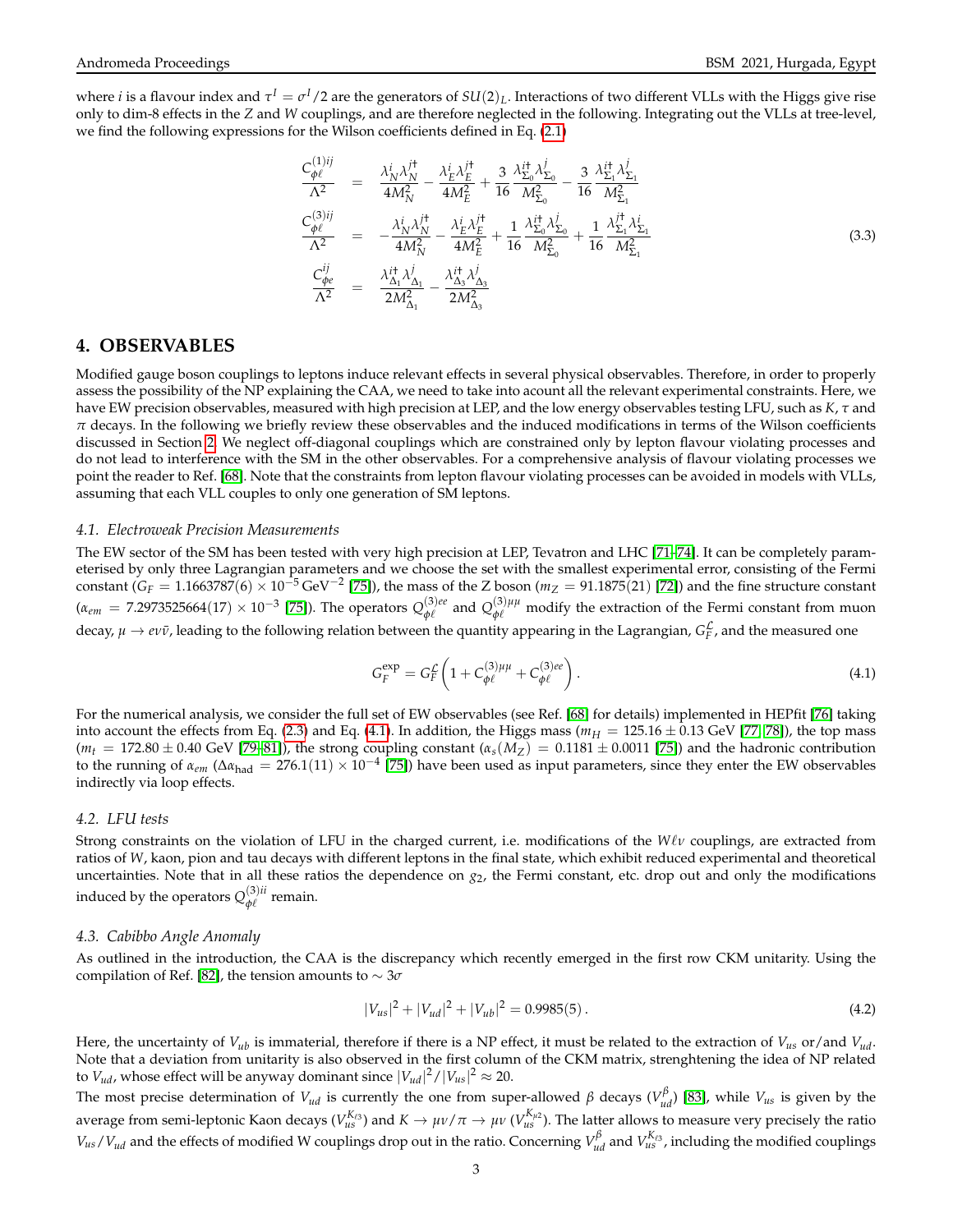where $i$ is a flavour index and $\tau^I = \sigma^I/2$ are the generators of $SU(2)_L$. Interactions of two different VLLs with the Higgs give rise only to dim-8 effects in the $Z$ and $W$ couplings, and are therefore neglected in the following. Integrating out the VLLs at tree-level, we find the following expressions for the Wilson coefficients defined in Eq. (2.1)

$$
\begin{aligned}
\frac{C_{\phi\ell}^{(1)ij}}{\Lambda^2} &= \frac{\lambda_N^i \lambda_N^{j\dagger}}{4M_N^2} - \frac{\lambda_E^i \lambda_E^{j\dagger}}{4M_E^2} + \frac{3}{16}\frac{\lambda_{\Sigma_0}^{i\dagger}\lambda_{\Sigma_0}^j}{M_{\Sigma_0}^2} - \frac{3}{16}\frac{\lambda_{\Sigma_1}^{i\dagger}\lambda_{\Sigma_1}^j}{M_{\Sigma_1}^2} \\
\frac{C_{\phi\ell}^{(3)ij}}{\Lambda^2} &= -\frac{\lambda_N^i \lambda_N^{j\dagger}}{4M_N^2} - \frac{\lambda_E^i \lambda_E^{j\dagger}}{4M_E^2} + \frac{1}{16}\frac{\lambda_{\Sigma_0}^{i\dagger}\lambda_{\Sigma_0}^j}{M_{\Sigma_0}^2} + \frac{1}{16}\frac{\lambda_{\Sigma_1}^{j\dagger}\lambda_{\Sigma_1}^i}{M_{\Sigma_1}^2} \\
\frac{C_{\phi e}^{ij}}{\Lambda^2} &= \frac{\lambda_{\Delta_1}^{i\dagger}\lambda_{\Delta_1}^j}{2M_{\Delta_1}^2} - \frac{\lambda_{\Delta_3}^{i\dagger}\lambda_{\Delta_3}^j}{2M_{\Delta_3}^2}
\end{aligned}
\tag{3.3}
$$

## 4. OBSERVABLES

Modified gauge boson couplings to leptons induce relevant effects in several physical observables. Therefore, in order to properly assess the possibility of the NP explaining the CAA, we need to take into acount all the relevant experimental constraints. Here, we have EW precision observables, measured with high precision at LEP, and the low energy observables testing LFU, such as $K$, $\tau$ and $\pi$ decays. In the following we briefly review these observables and the induced modifications in terms of the Wilson coefficients discussed in Section 2. We neglect off-diagonal couplings which are constrained only by lepton flavour violating processes and do not lead to interference with the SM in the other observables. For a comprehensive analysis of flavour violating processes we point the reader to Ref. [68]. Note that the constraints from lepton flavour violating processes can be avoided in models with VLLs, assuming that each VLL couples to only one generation of SM leptons.

### 4.1. *Electroweak Precision Measurements*

The EW sector of the SM has been tested with very high precision at LEP, Tevatron and LHC [71–74]. It can be completely parameterised by only three Lagrangian parameters and we choose the set with the smallest experimental error, consisting of the Fermi constant ($G_F = 1.1663787(6) \times 10^{-5}\,\text{GeV}^{-2}$ [75]), the mass of the Z boson ($m_Z = 91.1875(21)$ [72]) and the fine structure constant ($\alpha_{em} = 7.2973525664(17) \times 10^{-3}$ [75]). The operators $Q_{\phi\ell}^{(3)ee}$ and $Q_{\phi\ell}^{(3)\mu\mu}$ modify the extraction of the Fermi constant from muon decay, $\mu \to e\nu\bar{\nu}$, leading to the following relation between the quantity appearing in the Lagrangian, $G_F^{\mathcal{L}}$, and the measured one

$$
G_F^{\text{exp}} = G_F^{\mathcal{L}}\left(1 + C_{\phi\ell}^{(3)\mu\mu} + C_{\phi\ell}^{(3)ee}\right). \tag{4.1}
$$

For the numerical analysis, we consider the full set of EW observables (see Ref. [68] for details) implemented in HEPfit [76] taking into account the effects from Eq. (2.3) and Eq. (4.1). In addition, the Higgs mass ($m_H = 125.16 \pm 0.13$ GeV [77,78]), the top mass ($m_t = 172.80 \pm 0.40$ GeV [79–81]), the strong coupling constant ($\alpha_s(M_Z) = 0.1181 \pm 0.0011$ [75]) and the hadronic contribution to the running of $\alpha_{em}$ ($\Delta\alpha_{\text{had}} = 276.1(11) \times 10^{-4}$ [75]) have been used as input parameters, since they enter the EW observables indirectly via loop effects.

### 4.2. *LFU tests*

Strong constraints on the violation of LFU in the charged current, i.e. modifications of the $W\ell\nu$ couplings, are extracted from ratios of $W$, kaon, pion and tau decays with different leptons in the final state, which exhibit reduced experimental and theoretical uncertainties. Note that in all these ratios the dependence on $g_2$, the Fermi constant, etc. drop out and only the modifications induced by the operators $Q_{\phi\ell}^{(3)ii}$ remain.

### 4.3. *Cabibbo Angle Anomaly*

As outlined in the introduction, the CAA is the discrepancy which recently emerged in the first row CKM unitarity. Using the compilation of Ref. [82], the tension amounts to $\sim 3\sigma$

$$
|V_{us}|^2 + |V_{ud}|^2 + |V_{ub}|^2 = 0.9985(5). \tag{4.2}
$$

Here, the uncertainty of $V_{ub}$ is immaterial, therefore if there is a NP effect, it must be related to the extraction of $V_{us}$ or/and $V_{ud}$. Note that a deviation from unitarity is also observed in the first column of the CKM matrix, strenghtening the idea of NP related to $V_{ud}$, whose effect will be anyway dominant since $|V_{ud}|^2/|V_{us}|^2 \approx 20$.

The most precise determination of $V_{ud}$ is currently the one from super-allowed $\beta$ decays ($V_{ud}^{\beta}$) [83], while $V_{us}$ is given by the average from semi-leptonic Kaon decays ($V_{us}^{K_{\ell 3}}$) and $K \to \mu\nu/\pi \to \mu\nu$ ($V_{us}^{K_{\mu 2}}$). The latter allows to measure very precisely the ratio $V_{us}/V_{ud}$ and the effects of modified W couplings drop out in the ratio. Concerning $V_{ud}^{\beta}$ and $V_{us}^{K_{\ell 3}}$, including the modified couplings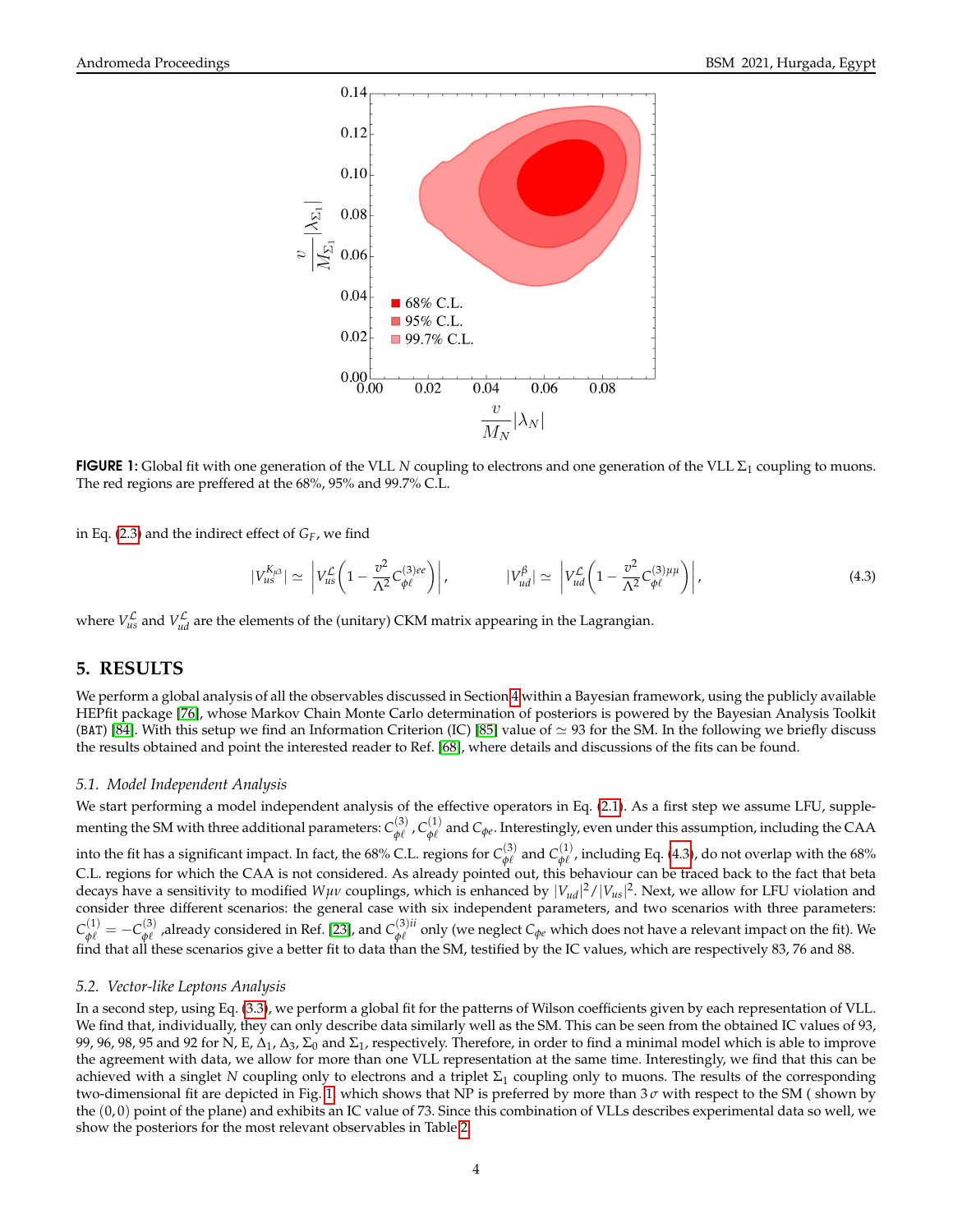**FIGURE 1:** Global fit with one generation of the VLL $N$ coupling to electrons and one generation of the VLL $\Sigma_1$ coupling to muons. The red regions are preffered at the 68%, 95% and 99.7% C.L.

in Eq. (2.3) and the indirect effect of $G_F$, we find

$$|V_{us}^{K_{\mu 3}}| \simeq \left| V_{us}^{\mathcal{L}} \left( 1 - \frac{v^2}{\Lambda^2} C_{\phi\ell}^{(3)ee} \right) \right|, \qquad |V_{ud}^{\beta}| \simeq \left| V_{ud}^{\mathcal{L}} \left( 1 - \frac{v^2}{\Lambda^2} C_{\phi\ell}^{(3)\mu\mu} \right) \right|, \tag{4.3}$$

where $V_{us}^{\mathcal{L}}$ and $V_{ud}^{\mathcal{L}}$ are the elements of the (unitary) CKM matrix appearing in the Lagrangian.

## 5. RESULTS

We perform a global analysis of all the observables discussed in Section 4 within a Bayesian framework, using the publicly available HEPfit package [76], whose Markov Chain Monte Carlo determination of posteriors is powered by the Bayesian Analysis Toolkit (BAT) [84]. With this setup we find an Information Criterion (IC) [85] value of $\simeq 93$ for the SM. In the following we briefly discuss the results obtained and point the interested reader to Ref. [68], where details and discussions of the fits can be found.

### 5.1. *Model Independent Analysis*

We start performing a model independent analysis of the effective operators in Eq. (2.1). As a first step we assume LFU, supplementing the SM with three additional parameters: $C_{\phi\ell}^{(3)}$, $C_{\phi\ell}^{(1)}$ and $C_{\phi e}$. Interestingly, even under this assumption, including the CAA into the fit has a significant impact. In fact, the 68% C.L. regions for $C_{\phi\ell}^{(3)}$ and $C_{\phi\ell}^{(1)}$, including Eq. (4.3), do not overlap with the 68% C.L. regions for which the CAA is not considered. As already pointed out, this behaviour can be traced back to the fact that beta decays have a sensitivity to modified $W\mu\nu$ couplings, which is enhanced by $|V_{ud}|^2/|V_{us}|^2$. Next, we allow for LFU violation and consider three different scenarios: the general case with six independent parameters, and two scenarios with three parameters: $C_{\phi\ell}^{(1)} = -C_{\phi\ell}^{(3)}$ ,already considered in Ref. [23], and $C_{\phi\ell}^{(3)ii}$ only (we neglect $C_{\phi e}$ which does not have a relevant impact on the fit). We find that all these scenarios give a better fit to data than the SM, testified by the IC values, which are respectively 83, 76 and 88.

### 5.2. *Vector-like Leptons Analysis*

In a second step, using Eq. (3.3), we perform a global fit for the patterns of Wilson coefficients given by each representation of VLL. We find that, individually, they can only describe data similarly well as the SM. This can be seen from the obtained IC values of 93, 99, 96, 98, 95 and 92 for N, E, $\Delta_1$, $\Delta_3$, $\Sigma_0$ and $\Sigma_1$, respectively. Therefore, in order to find a minimal model which is able to improve the agreement with data, we allow for more than one VLL representation at the same time. Interestingly, we find that this can be achieved with a singlet $N$ coupling only to electrons and a triplet $\Sigma_1$ coupling only to muons. The results of the corresponding two-dimensional fit are depicted in Fig. 1, which shows that NP is preferred by more than $3\,\sigma$ with respect to the SM ( shown by the $(0, 0)$ point of the plane) and exhibits an IC value of 73. Since this combination of VLLs describes experimental data so well, we show the posteriors for the most relevant observables in Table 2.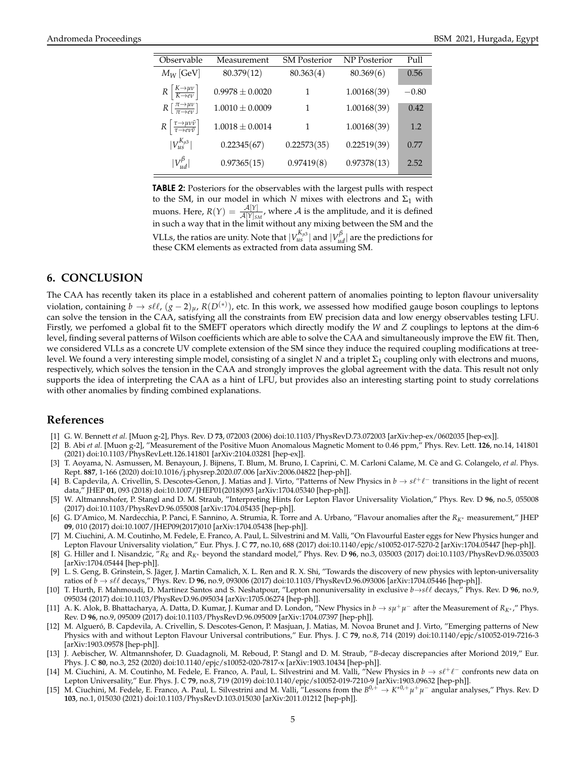| Observable | Measurement | SM Posterior | NP Posterior | Pull |
| --- | --- | --- | --- | --- |
| $M_W$ [GeV] | 80.379(12) | 80.363(4) | 80.369(6) | 0.56 |
| $R\left[\frac{K\to\mu\nu}{K\to e\nu}\right]$ | $0.9978 \pm 0.0020$ | 1 | 1.00168(39) | $-0.80$ |
| $R\left[\frac{\pi\to\mu\nu}{\pi\to e\nu}\right]$ | $1.0010 \pm 0.0009$ | 1 | 1.00168(39) | 0.42 |
| $R\left[\frac{\tau\to\mu\nu\bar{\nu}}{\tau\to e\nu\bar{\nu}}\right]$ | $1.0018 \pm 0.0014$ | 1 | 1.00168(39) | 1.2 |
| $\lvert V_{us}^{K_{\mu3}}\rvert$ | 0.22345(67) | 0.22573(35) | 0.22519(39) | 0.77 |
| $\lvert V_{ud}^{\beta}\rvert$ | 0.97365(15) | 0.97419(8) | 0.97378(13) | 2.52 |

**TABLE 2:** Posteriors for the observables with the largest pulls with respect to the SM, in our model in which $N$ mixes with electrons and $\Sigma_1$ with muons. Here, $R(Y) = \frac{\mathcal{A}[Y]}{\mathcal{A}[Y]_{SM}}$, where $\mathcal{A}$ is the amplitude, and it is defined in such a way that in the limit without any mixing between the SM and the VLLs, the ratios are unity. Note that $|V_{us}^{K_{\mu3}}|$ and $|V_{ud}^{\beta}|$ are the predictions for these CKM elements as extracted from data assuming SM.

## 6. CONCLUSION

The CAA has recently taken its place in a established and coherent pattern of anomalies pointing to lepton flavour universality violation, containing $b \to s\ell\ell$, $(g-2)_\mu$, $R(D^{(*)})$, etc. In this work, we assessed how modified gauge boson couplings to leptons can solve the tension in the CAA, satisfying all the constraints from EW precision data and low energy observables testing LFU. Firstly, we perfomed a global fit to the SMEFT operators which directly modify the $W$ and $Z$ couplings to leptons at the dim-6 level, finding several patterns of Wilson coefficients which are able to solve the CAA and simultaneously improve the EW fit. Then, we considered VLLs as a concrete UV complete extension of the SM since they induce the required coupling modifications at tree-level. We found a very interesting simple model, consisting of a singlet $N$ and a triplet $\Sigma_1$ coupling only with electrons and muons, respectively, which solves the tension in the CAA and strongly improves the global agreement with the data. This result not only supports the idea of interpreting the CAA as a hint of LFU, but provides also an interesting starting point to study correlations with other anomalies by finding combined explanations.

## References

[1] G. W. Bennett *et al.* [Muon g-2], Phys. Rev. D **73**, 072003 (2006) doi:10.1103/PhysRevD.73.072003 [arXiv:hep-ex/0602035 [hep-ex]].

[2] B. Abi *et al.* [Muon g-2], "Measurement of the Positive Muon Anomalous Magnetic Moment to 0.46 ppm," Phys. Rev. Lett. **126**, no.14, 141801 (2021) doi:10.1103/PhysRevLett.126.141801 [arXiv:2104.03281 [hep-ex]].

[3] T. Aoyama, N. Asmussen, M. Benayoun, J. Bijnens, T. Blum, M. Bruno, I. Caprini, C. M. Carloni Calame, M. Cè and G. Colangelo, *et al.* Phys. Rept. **887**, 1-166 (2020) doi:10.1016/j.physrep.2020.07.006 [arXiv:2006.04822 [hep-ph]].

[4] B. Capdevila, A. Crivellin, S. Descotes-Genon, J. Matias and J. Virto, "Patterns of New Physics in $b \to s\ell^+\ell^-$ transitions in the light of recent data," JHEP **01**, 093 (2018) doi:10.1007/JHEP01(2018)093 [arXiv:1704.05340 [hep-ph]].

[5] W. Altmannshofer, P. Stangl and D. M. Straub, "Interpreting Hints for Lepton Flavor Universality Violation," Phys. Rev. D **96**, no.5, 055008 (2017) doi:10.1103/PhysRevD.96.055008 [arXiv:1704.05435 [hep-ph]].

[6] G. D'Amico, M. Nardecchia, P. Panci, F. Sannino, A. Strumia, R. Torre and A. Urbano, "Flavour anomalies after the $R_{K^*}$ measurement," JHEP **09**, 010 (2017) doi:10.1007/JHEP09(2017)010 [arXiv:1704.05438 [hep-ph]].

[7] M. Ciuchini, A. M. Coutinho, M. Fedele, E. Franco, A. Paul, L. Silvestrini and M. Valli, "On Flavourful Easter eggs for New Physics hunger and Lepton Flavour Universality violation," Eur. Phys. J. C **77**, no.10, 688 (2017) doi:10.1140/epjc/s10052-017-5270-2 [arXiv:1704.05447 [hep-ph]].

[8] G. Hiller and I. Nisandzic, "$R_K$ and $R_{K^*}$ beyond the standard model," Phys. Rev. D **96**, no.3, 035003 (2017) doi:10.1103/PhysRevD.96.035003 [arXiv:1704.05444 [hep-ph]].

[9] L. S. Geng, B. Grinstein, S. Jäger, J. Martin Camalich, X. L. Ren and R. X. Shi, "Towards the discovery of new physics with lepton-universality ratios of $b \to s\ell\ell$ decays," Phys. Rev. D **96**, no.9, 093006 (2017) doi:10.1103/PhysRevD.96.093006 [arXiv:1704.05446 [hep-ph]].

[10] T. Hurth, F. Mahmoudi, D. Martinez Santos and S. Neshatpour, "Lepton nonuniversality in exclusive $b{\to}s\ell\ell$ decays," Phys. Rev. D **96**, no.9, 095034 (2017) doi:10.1103/PhysRevD.96.095034 [arXiv:1705.06274 [hep-ph]].

[11] A. K. Alok, B. Bhattacharya, A. Datta, D. Kumar, J. Kumar and D. London, "New Physics in $b \to s\mu^+\mu^-$ after the Measurement of $R_{K^*}$," Phys. Rev. D **96**, no.9, 095009 (2017) doi:10.1103/PhysRevD.96.095009 [arXiv:1704.07397 [hep-ph]].

[12] M. Algueró, B. Capdevila, A. Crivellin, S. Descotes-Genon, P. Masjuan, J. Matias, M. Novoa Brunet and J. Virto, "Emerging patterns of New Physics with and without Lepton Flavour Universal contributions," Eur. Phys. J. C **79**, no.8, 714 (2019) doi:10.1140/epjc/s10052-019-7216-3 [arXiv:1903.09578 [hep-ph]].

[13] J. Aebischer, W. Altmannshofer, D. Guadagnoli, M. Reboud, P. Stangl and D. M. Straub, "$B$-decay discrepancies after Moriond 2019," Eur. Phys. J. C **80**, no.3, 252 (2020) doi:10.1140/epjc/s10052-020-7817-x [arXiv:1903.10434 [hep-ph]].

[14] M. Ciuchini, A. M. Coutinho, M. Fedele, E. Franco, A. Paul, L. Silvestrini and M. Valli, "New Physics in $b \to s\ell^+\ell^-$ confronts new data on Lepton Universality," Eur. Phys. J. C **79**, no.8, 719 (2019) doi:10.1140/epjc/s10052-019-7210-9 [arXiv:1903.09632 [hep-ph]].

[15] M. Ciuchini, M. Fedele, E. Franco, A. Paul, L. Silvestrini and M. Valli, "Lessons from the $B^{0,+} \to K^{*0,+}\mu^+\mu^-$ angular analyses," Phys. Rev. D **103**, no.1, 015030 (2021) doi:10.1103/PhysRevD.103.015030 [arXiv:2011.01212 [hep-ph]].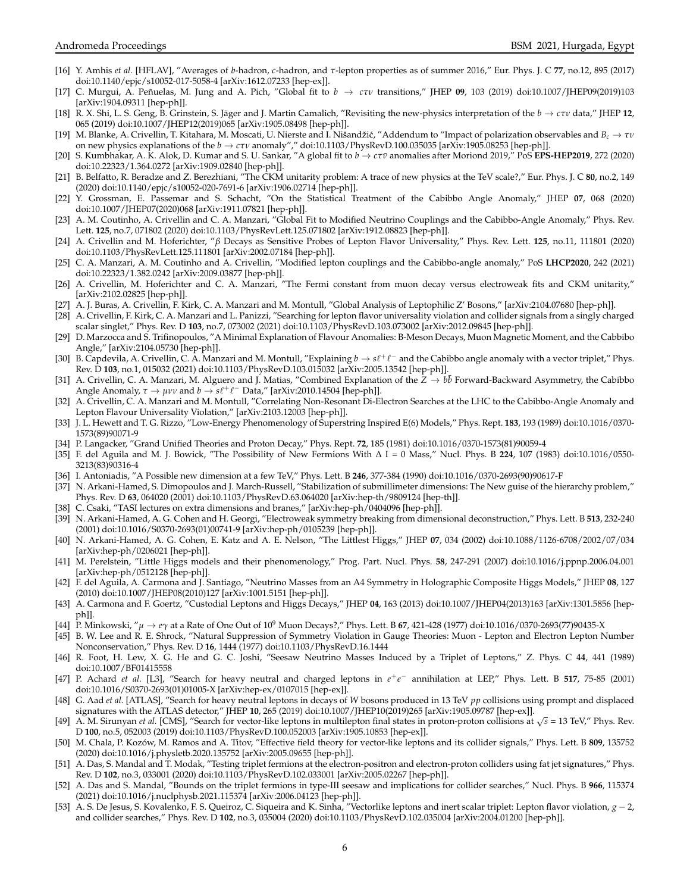[16] Y. Amhis *et al.* [HFLAV], "Averages of *b*-hadron, *c*-hadron, and *τ*-lepton properties as of summer 2016," Eur. Phys. J. C **77**, no.12, 895 (2017) doi:10.1140/epjc/s10052-017-5058-4 [arXiv:1612.07233 [hep-ex]].

[17] C. Murgui, A. Peñuelas, M. Jung and A. Pich, "Global fit to $b \to c\tau\nu$ transitions," JHEP **09**, 103 (2019) doi:10.1007/JHEP09(2019)103 [arXiv:1904.09311 [hep-ph]].

[18] R. X. Shi, L. S. Geng, B. Grinstein, S. Jäger and J. Martin Camalich, "Revisiting the new-physics interpretation of the $b \to c\tau\nu$ data," JHEP **12**, 065 (2019) doi:10.1007/JHEP12(2019)065 [arXiv:1905.08498 [hep-ph]].

[19] M. Blanke, A. Crivellin, T. Kitahara, M. Moscati, U. Nierste and I. Nišandžić, "Addendum to "Impact of polarization observables and $B_c \to \tau\nu$ on new physics explanations of the $b \to c\tau\nu$ anomaly"," doi:10.1103/PhysRevD.100.035035 [arXiv:1905.08253 [hep-ph]].

[20] S. Kumbhakar, A. K. Alok, D. Kumar and S. U. Sankar, "A global fit to $b \to c\tau\bar{\nu}$ anomalies after Moriond 2019," PoS **EPS-HEP2019**, 272 (2020) doi:10.22323/1.364.0272 [arXiv:1909.02840 [hep-ph]].

[21] B. Belfatto, R. Beradze and Z. Berezhiani, "The CKM unitarity problem: A trace of new physics at the TeV scale?," Eur. Phys. J. C **80**, no.2, 149 (2020) doi:10.1140/epjc/s10052-020-7691-6 [arXiv:1906.02714 [hep-ph]].

[22] Y. Grossman, E. Passemar and S. Schacht, "On the Statistical Treatment of the Cabibbo Angle Anomaly," JHEP **07**, 068 (2020) doi:10.1007/JHEP07(2020)068 [arXiv:1911.07821 [hep-ph]].

[23] A. M. Coutinho, A. Crivellin and C. A. Manzari, "Global Fit to Modified Neutrino Couplings and the Cabibbo-Angle Anomaly," Phys. Rev. Lett. **125**, no.7, 071802 (2020) doi:10.1103/PhysRevLett.125.071802 [arXiv:1912.08823 [hep-ph]].

[24] A. Crivellin and M. Hoferichter, "*β* Decays as Sensitive Probes of Lepton Flavor Universality," Phys. Rev. Lett. **125**, no.11, 111801 (2020) doi:10.1103/PhysRevLett.125.111801 [arXiv:2002.07184 [hep-ph]].

[25] C. A. Manzari, A. M. Coutinho and A. Crivellin, "Modified lepton couplings and the Cabibbo-angle anomaly," PoS **LHCP2020**, 242 (2021) doi:10.22323/1.382.0242 [arXiv:2009.03877 [hep-ph]].

[26] A. Crivellin, M. Hoferichter and C. A. Manzari, "The Fermi constant from muon decay versus electroweak fits and CKM unitarity," [arXiv:2102.02825 [hep-ph]].

[27] A. J. Buras, A. Crivellin, F. Kirk, C. A. Manzari and M. Montull, "Global Analysis of Leptophilic Z' Bosons," [arXiv:2104.07680 [hep-ph]].

[28] A. Crivellin, F. Kirk, C. A. Manzari and L. Panizzi, "Searching for lepton flavor universality violation and collider signals from a singly charged scalar singlet," Phys. Rev. D **103**, no.7, 073002 (2021) doi:10.1103/PhysRevD.103.073002 [arXiv:2012.09845 [hep-ph]].

[29] D. Marzocca and S. Trifinopoulos, "A Minimal Explanation of Flavour Anomalies: B-Meson Decays, Muon Magnetic Moment, and the Cabbibo Angle," [arXiv:2104.05730 [hep-ph]].

[30] B. Capdevila, A. Crivellin, C. A. Manzari and M. Montull, "Explaining $b \to s\ell^+\ell^-$ and the Cabibbo angle anomaly with a vector triplet," Phys. Rev. D **103**, no.1, 015032 (2021) doi:10.1103/PhysRevD.103.015032 [arXiv:2005.13542 [hep-ph]].

[31] A. Crivellin, C. A. Manzari, M. Alguero and J. Matias, "Combined Explanation of the $Z \to b\bar{b}$ Forward-Backward Asymmetry, the Cabibbo Angle Anomaly, $\tau \to \mu\nu\nu$ and $b \to s\ell^+\ell^-$ Data," [arXiv:2010.14504 [hep-ph]].

[32] A. Crivellin, C. A. Manzari and M. Montull, "Correlating Non-Resonant Di-Electron Searches at the LHC to the Cabibbo-Angle Anomaly and Lepton Flavour Universality Violation," [arXiv:2103.12003 [hep-ph]].

[33] J. L. Hewett and T. G. Rizzo, "Low-Energy Phenomenology of Superstring Inspired E(6) Models," Phys. Rept. **183**, 193 (1989) doi:10.1016/0370-1573(89)90071-9

[34] P. Langacker, "Grand Unified Theories and Proton Decay," Phys. Rept. **72**, 185 (1981) doi:10.1016/0370-1573(81)90059-4

[35] F. del Aguila and M. J. Bowick, "The Possibility of New Fermions With Δ I = 0 Mass," Nucl. Phys. B **224**, 107 (1983) doi:10.1016/0550-3213(83)90316-4

[36] I. Antoniadis, "A Possible new dimension at a few TeV," Phys. Lett. B **246**, 377-384 (1990) doi:10.1016/0370-2693(90)90617-F

[37] N. Arkani-Hamed, S. Dimopoulos and J. March-Russell, "Stabilization of submillimeter dimensions: The New guise of the hierarchy problem," Phys. Rev. D **63**, 064020 (2001) doi:10.1103/PhysRevD.63.064020 [arXiv:hep-th/9809124 [hep-th]].

[38] C. Csaki, "TASI lectures on extra dimensions and branes," [arXiv:hep-ph/0404096 [hep-ph]].

[39] N. Arkani-Hamed, A. G. Cohen and H. Georgi, "Electroweak symmetry breaking from dimensional deconstruction," Phys. Lett. B **513**, 232-240 (2001) doi:10.1016/S0370-2693(01)00741-9 [arXiv:hep-ph/0105239 [hep-ph]].

[40] N. Arkani-Hamed, A. G. Cohen, E. Katz and A. E. Nelson, "The Littlest Higgs," JHEP **07**, 034 (2002) doi:10.1088/1126-6708/2002/07/034 [arXiv:hep-ph/0206021 [hep-ph]].

[41] M. Perelstein, "Little Higgs models and their phenomenology," Prog. Part. Nucl. Phys. **58**, 247-291 (2007) doi:10.1016/j.ppnp.2006.04.001 [arXiv:hep-ph/0512128 [hep-ph]].

[42] F. del Aguila, A. Carmona and J. Santiago, "Neutrino Masses from an A4 Symmetry in Holographic Composite Higgs Models," JHEP **08**, 127 (2010) doi:10.1007/JHEP08(2010)127 [arXiv:1001.5151 [hep-ph]].

[43] A. Carmona and F. Goertz, "Custodial Leptons and Higgs Decays," JHEP **04**, 163 (2013) doi:10.1007/JHEP04(2013)163 [arXiv:1301.5856 [hep-ph]].

[44] P. Minkowski, "$\mu \to e\gamma$ at a Rate of One Out of $10^9$ Muon Decays?," Phys. Lett. B **67**, 421-428 (1977) doi:10.1016/0370-2693(77)90435-X

[45] B. W. Lee and R. E. Shrock, "Natural Suppression of Symmetry Violation in Gauge Theories: Muon - Lepton and Electron Lepton Number Nonconservation," Phys. Rev. D **16**, 1444 (1977) doi:10.1103/PhysRevD.16.1444

[46] R. Foot, H. Lew, X. G. He and G. C. Joshi, "Seesaw Neutrino Masses Induced by a Triplet of Leptons," Z. Phys. C **44**, 441 (1989) doi:10.1007/BF01415558

[47] P. Achard *et al.* [L3], "Search for heavy neutral and charged leptons in $e^+e^-$ annihilation at LEP," Phys. Lett. B **517**, 75-85 (2001) doi:10.1016/S0370-2693(01)01005-X [arXiv:hep-ex/0107015 [hep-ex]].

[48] G. Aad *et al.* [ATLAS], "Search for heavy neutral leptons in decays of *W* bosons produced in 13 TeV *pp* collisions using prompt and displaced signatures with the ATLAS detector," JHEP **10**, 265 (2019) doi:10.1007/JHEP10(2019)265 [arXiv:1905.09787 [hep-ex]].

[49] A. M. Sirunyan *et al.* [CMS], "Search for vector-like leptons in multilepton final states in proton-proton collisions at $\sqrt{s}$ = 13 TeV," Phys. Rev. D **100**, no.5, 052003 (2019) doi:10.1103/PhysRevD.100.052003 [arXiv:1905.10853 [hep-ex]].

[50] M. Chala, P. Kozów, M. Ramos and A. Titov, "Effective field theory for vector-like leptons and its collider signals," Phys. Lett. B **809**, 135752 (2020) doi:10.1016/j.physletb.2020.135752 [arXiv:2005.09655 [hep-ph]].

[51] A. Das, S. Mandal and T. Modak, "Testing triplet fermions at the electron-positron and electron-proton colliders using fat jet signatures," Phys. Rev. D **102**, no.3, 033001 (2020) doi:10.1103/PhysRevD.102.033001 [arXiv:2005.02267 [hep-ph]].

[52] A. Das and S. Mandal, "Bounds on the triplet fermions in type-III seesaw and implications for collider searches," Nucl. Phys. B **966**, 115374 (2021) doi:10.1016/j.nuclphysb.2021.115374 [arXiv:2006.04123 [hep-ph]].

[53] A. S. De Jesus, S. Kovalenko, F. S. Queiroz, C. Siqueira and K. Sinha, "Vectorlike leptons and inert scalar triplet: Lepton flavor violation, $g-2$, and collider searches," Phys. Rev. D **102**, no.3, 035004 (2020) doi:10.1103/PhysRevD.102.035004 [arXiv:2004.01200 [hep-ph]].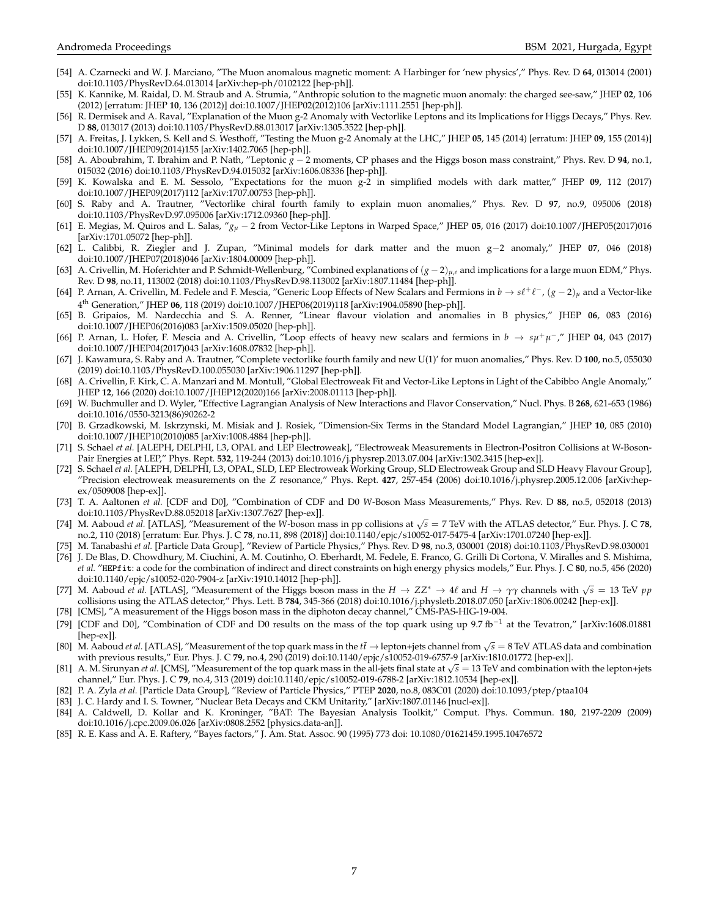[54] A. Czarnecki and W. J. Marciano, "The Muon anomalous magnetic moment: A Harbinger for 'new physics'," Phys. Rev. D **64**, 013014 (2001) doi:10.1103/PhysRevD.64.013014 [arXiv:hep-ph/0102122 [hep-ph]].

[55] K. Kannike, M. Raidal, D. M. Straub and A. Strumia, "Anthropic solution to the magnetic muon anomaly: the charged see-saw," JHEP **02**, 106 (2012) [erratum: JHEP **10**, 136 (2012)] doi:10.1007/JHEP02(2012)106 [arXiv:1111.2551 [hep-ph]].

[56] R. Dermisek and A. Raval, "Explanation of the Muon g-2 Anomaly with Vectorlike Leptons and its Implications for Higgs Decays," Phys. Rev. D **88**, 013017 (2013) doi:10.1103/PhysRevD.88.013017 [arXiv:1305.3522 [hep-ph]].

[57] A. Freitas, J. Lykken, S. Kell and S. Westhoff, "Testing the Muon g-2 Anomaly at the LHC," JHEP **05**, 145 (2014) [erratum: JHEP **09**, 155 (2014)] doi:10.1007/JHEP09(2014)155 [arXiv:1402.7065 [hep-ph]].

[58] A. Aboubrahim, T. Ibrahim and P. Nath, "Leptonic $g-2$ moments, CP phases and the Higgs boson mass constraint," Phys. Rev. D **94**, no.1, 015032 (2016) doi:10.1103/PhysRevD.94.015032 [arXiv:1606.08336 [hep-ph]].

[59] K. Kowalska and E. M. Sessolo, "Expectations for the muon g-2 in simplified models with dark matter," JHEP **09**, 112 (2017) doi:10.1007/JHEP09(2017)112 [arXiv:1707.00753 [hep-ph]].

[60] S. Raby and A. Trautner, "Vectorlike chiral fourth family to explain muon anomalies," Phys. Rev. D **97**, no.9, 095006 (2018) doi:10.1103/PhysRevD.97.095006 [arXiv:1712.09360 [hep-ph]].

[61] E. Megias, M. Quiros and L. Salas, "$g_\mu - 2$ from Vector-Like Leptons in Warped Space," JHEP **05**, 016 (2017) doi:10.1007/JHEP05(2017)016 [arXiv:1701.05072 [hep-ph]].

[62] L. Calibbi, R. Ziegler and J. Zupan, "Minimal models for dark matter and the muon g−2 anomaly," JHEP **07**, 046 (2018) doi:10.1007/JHEP07(2018)046 [arXiv:1804.00009 [hep-ph]].

[63] A. Crivellin, M. Hoferichter and P. Schmidt-Wellenburg, "Combined explanations of $(g-2)_{\mu,e}$ and implications for a large muon EDM," Phys. Rev. D **98**, no.11, 113002 (2018) doi:10.1103/PhysRevD.98.113002 [arXiv:1807.11484 [hep-ph]].

[64] P. Arnan, A. Crivellin, M. Fedele and F. Mescia, "Generic Loop Effects of New Scalars and Fermions in $b \to s\ell^+\ell^-$, $(g-2)_\mu$ and a Vector-like 4$^{\text{th}}$ Generation," JHEP **06**, 118 (2019) doi:10.1007/JHEP06(2019)118 [arXiv:1904.05890 [hep-ph]].

[65] B. Gripaios, M. Nardecchia and S. A. Renner, "Linear flavour violation and anomalies in B physics," JHEP **06**, 083 (2016) doi:10.1007/JHEP06(2016)083 [arXiv:1509.05020 [hep-ph]].

[66] P. Arnan, L. Hofer, F. Mescia and A. Crivellin, "Loop effects of heavy new scalars and fermions in $b \to s\mu^+\mu^-$," JHEP **04**, 043 (2017) doi:10.1007/JHEP04(2017)043 [arXiv:1608.07832 [hep-ph]].

[67] J. Kawamura, S. Raby and A. Trautner, "Complete vectorlike fourth family and new U(1)' for muon anomalies," Phys. Rev. D **100**, no.5, 055030 (2019) doi:10.1103/PhysRevD.100.055030 [arXiv:1906.11297 [hep-ph]].

[68] A. Crivellin, F. Kirk, C. A. Manzari and M. Montull, "Global Electroweak Fit and Vector-Like Leptons in Light of the Cabibbo Angle Anomaly," JHEP **12**, 166 (2020) doi:10.1007/JHEP12(2020)166 [arXiv:2008.01113 [hep-ph]].

[69] W. Buchmuller and D. Wyler, "Effective Lagrangian Analysis of New Interactions and Flavor Conservation," Nucl. Phys. B **268**, 621-653 (1986) doi:10.1016/0550-3213(86)90262-2

[70] B. Grzadkowski, M. Iskrzynski, M. Misiak and J. Rosiek, "Dimension-Six Terms in the Standard Model Lagrangian," JHEP **10**, 085 (2010) doi:10.1007/JHEP10(2010)085 [arXiv:1008.4884 [hep-ph]].

[71] S. Schael *et al.* [ALEPH, DELPHI, L3, OPAL and LEP Electroweak], "Electroweak Measurements in Electron-Positron Collisions at W-Boson-Pair Energies at LEP," Phys. Rept. **532**, 119-244 (2013) doi:10.1016/j.physrep.2013.07.004 [arXiv:1302.3415 [hep-ex]].

[72] S. Schael *et al.* [ALEPH, DELPHI, L3, OPAL, SLD, LEP Electroweak Working Group, SLD Electroweak Group and SLD Heavy Flavour Group], "Precision electroweak measurements on the $Z$ resonance," Phys. Rept. **427**, 257-454 (2006) doi:10.1016/j.physrep.2005.12.006 [arXiv:hep-ex/0509008 [hep-ex]].

[73] T. A. Aaltonen *et al.* [CDF and D0], "Combination of CDF and D0 $W$-Boson Mass Measurements," Phys. Rev. D **88**, no.5, 052018 (2013) doi:10.1103/PhysRevD.88.052018 [arXiv:1307.7627 [hep-ex]].

[74] M. Aaboud *et al.* [ATLAS], "Measurement of the $W$-boson mass in pp collisions at $\sqrt{s} = 7$ TeV with the ATLAS detector," Eur. Phys. J. C **78**, no.2, 110 (2018) [erratum: Eur. Phys. J. C **78**, no.11, 898 (2018)] doi:10.1140/epjc/s10052-017-5475-4 [arXiv:1701.07240 [hep-ex]].

[75] M. Tanabashi *et al.* [Particle Data Group], "Review of Particle Physics," Phys. Rev. D **98**, no.3, 030001 (2018) doi:10.1103/PhysRevD.98.030001

[76] J. De Blas, D. Chowdhury, M. Ciuchini, A. M. Coutinho, O. Eberhardt, M. Fedele, E. Franco, G. Grilli Di Cortona, V. Miralles and S. Mishima, *et al.* "`HEPfit`: a code for the combination of indirect and direct constraints on high energy physics models," Eur. Phys. J. C **80**, no.5, 456 (2020) doi:10.1140/epjc/s10052-020-7904-z [arXiv:1910.14012 [hep-ph]].

[77] M. Aaboud *et al.* [ATLAS], "Measurement of the Higgs boson mass in the $H \to ZZ^* \to 4\ell$ and $H \to \gamma\gamma$ channels with $\sqrt{s} = 13$ TeV $pp$ collisions using the ATLAS detector," Phys. Lett. B **784**, 345-366 (2018) doi:10.1016/j.physletb.2018.07.050 [arXiv:1806.00242 [hep-ex]].

[78] [CMS], "A measurement of the Higgs boson mass in the diphoton decay channel," CMS-PAS-HIG-19-004.

[79] [CDF and D0], "Combination of CDF and D0 results on the mass of the top quark using up 9.7 $\text{fb}^{-1}$ at the Tevatron," [arXiv:1608.01881 [hep-ex]].

[80] M. Aaboud *et al.* [ATLAS], "Measurement of the top quark mass in the $t\bar{t} \to$ lepton+jets channel from $\sqrt{s} = 8$ TeV ATLAS data and combination with previous results," Eur. Phys. J. C **79**, no.4, 290 (2019) doi:10.1140/epjc/s10052-019-6757-9 [arXiv:1810.01772 [hep-ex]].

[81] A. M. Sirunyan *et al.* [CMS], "Measurement of the top quark mass in the all-jets final state at $\sqrt{s} = 13$ TeV and combination with the lepton+jets channel," Eur. Phys. J. C **79**, no.4, 313 (2019) doi:10.1140/epjc/s10052-019-6788-2 [arXiv:1812.10534 [hep-ex]].

[82] P. A. Zyla *et al.* [Particle Data Group], "Review of Particle Physics," PTEP **2020**, no.8, 083C01 (2020) doi:10.1093/ptep/ptaa104

[83] J. C. Hardy and I. S. Towner, "Nuclear Beta Decays and CKM Unitarity," [arXiv:1807.01146 [nucl-ex]].

[84] A. Caldwell, D. Kollar and K. Kroninger, "BAT: The Bayesian Analysis Toolkit," Comput. Phys. Commun. **180**, 2197-2209 (2009) doi:10.1016/j.cpc.2009.06.026 [arXiv:0808.2552 [physics.data-an]].

[85] R. E. Kass and A. E. Raftery, "Bayes factors," J. Am. Stat. Assoc. 90 (1995) 773 doi: 10.1080/01621459.1995.10476572